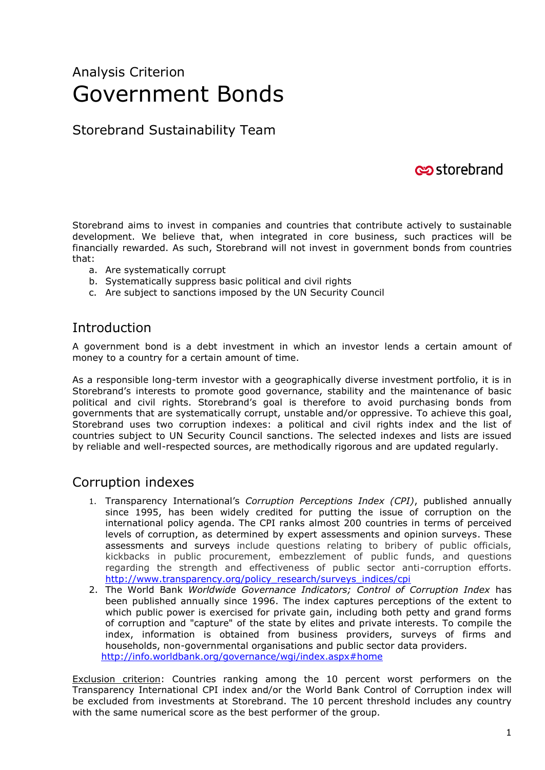Analysis Criterion

# Government Bonds

## Storebrand Sustainability Team

storebrand

Storebrand aims to invest in companies and countries that contribute actively to sustainable development. We believe that, when integrated in core business, such practices will be financially rewarded. As such, Storebrand will not invest in government bonds from countries that:

a. Are systematically corrupt
b. Systematically suppress basic political and civil rights
c. Are subject to sanctions imposed by the UN Security Council

## Introduction

A government bond is a debt investment in which an investor lends a certain amount of money to a country for a certain amount of time.

As a responsible long-term investor with a geographically diverse investment portfolio, it is in Storebrand's interests to promote good governance, stability and the maintenance of basic political and civil rights. Storebrand's goal is therefore to avoid purchasing bonds from governments that are systematically corrupt, unstable and/or oppressive. To achieve this goal, Storebrand uses two corruption indexes: a political and civil rights index and the list of countries subject to UN Security Council sanctions. The selected indexes and lists are issued by reliable and well-respected sources, are methodically rigorous and are updated regularly.

## Corruption indexes

1. Transparency International's *Corruption Perceptions Index (CPI)*, published annually since 1995, has been widely credited for putting the issue of corruption on the international policy agenda. The CPI ranks almost 200 countries in terms of perceived levels of corruption, as determined by expert assessments and opinion surveys. These assessments and surveys include questions relating to bribery of public officials, kickbacks in public procurement, embezzlement of public funds, and questions regarding the strength and effectiveness of public sector anti-corruption efforts. http://www.transparency.org/policy_research/surveys_indices/cpi
2. The World Bank *Worldwide Governance Indicators; Control of Corruption Index* has been published annually since 1996. The index captures perceptions of the extent to which public power is exercised for private gain, including both petty and grand forms of corruption and "capture" of the state by elites and private interests. To compile the index, information is obtained from business providers, surveys of firms and households, non-governmental organisations and public sector data providers. http://info.worldbank.org/governance/wgi/index.aspx#home

Exclusion criterion: Countries ranking among the 10 percent worst performers on the Transparency International CPI index and/or the World Bank Control of Corruption index will be excluded from investments at Storebrand. The 10 percent threshold includes any country with the same numerical score as the best performer of the group.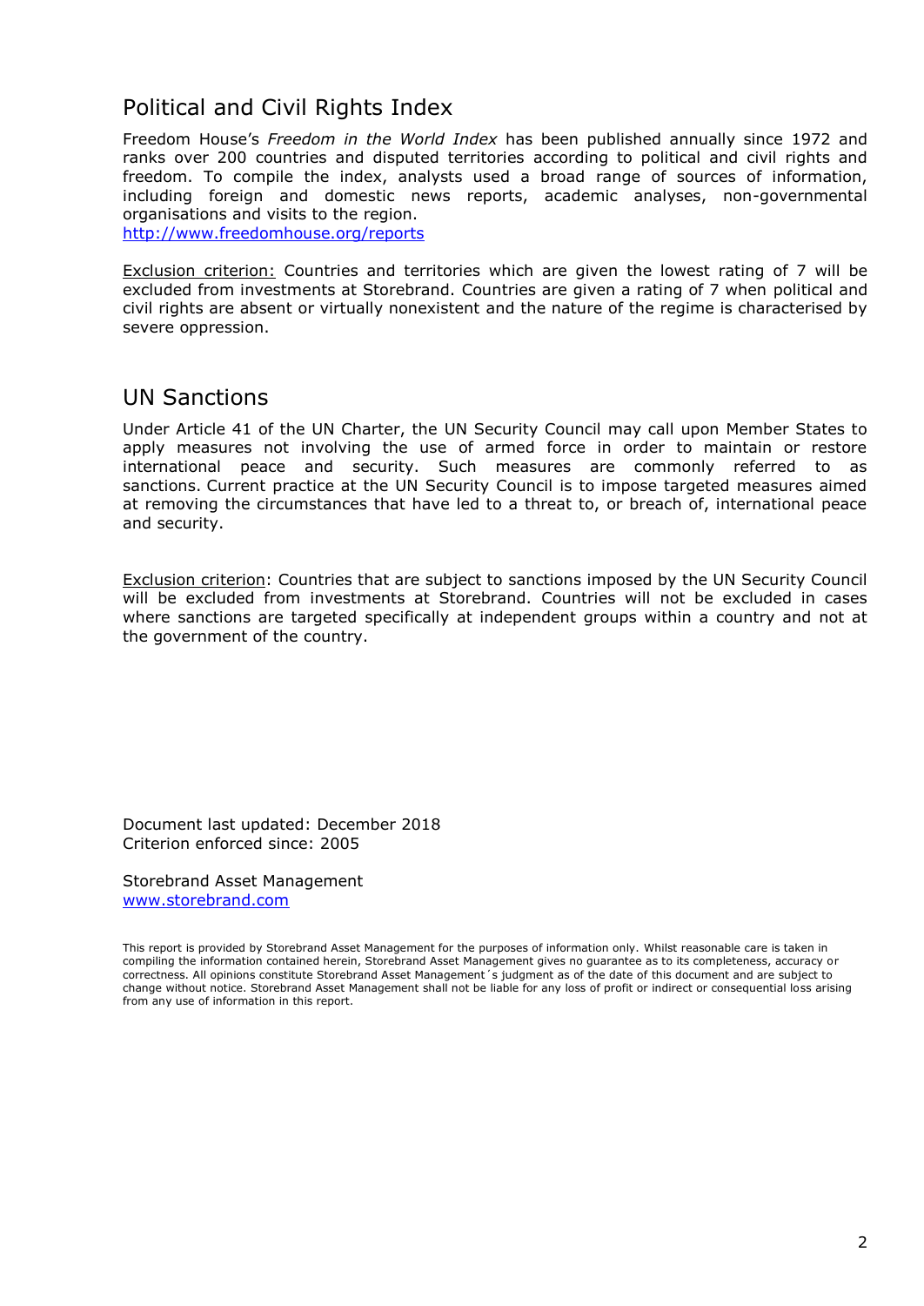## Political and Civil Rights Index

Freedom House's *Freedom in the World Index* has been published annually since 1972 and ranks over 200 countries and disputed territories according to political and civil rights and freedom. To compile the index, analysts used a broad range of sources of information, including foreign and domestic news reports, academic analyses, non-governmental organisations and visits to the region.
http://www.freedomhouse.org/reports

Exclusion criterion: Countries and territories which are given the lowest rating of 7 will be excluded from investments at Storebrand. Countries are given a rating of 7 when political and civil rights are absent or virtually nonexistent and the nature of the regime is characterised by severe oppression.

## UN Sanctions

Under Article 41 of the UN Charter, the UN Security Council may call upon Member States to apply measures not involving the use of armed force in order to maintain or restore international peace and security. Such measures are commonly referred to as sanctions. Current practice at the UN Security Council is to impose targeted measures aimed at removing the circumstances that have led to a threat to, or breach of, international peace and security.

Exclusion criterion: Countries that are subject to sanctions imposed by the UN Security Council will be excluded from investments at Storebrand. Countries will not be excluded in cases where sanctions are targeted specifically at independent groups within a country and not at the government of the country.

Document last updated: December 2018
Criterion enforced since: 2005

Storebrand Asset Management
www.storebrand.com

This report is provided by Storebrand Asset Management for the purposes of information only. Whilst reasonable care is taken in compiling the information contained herein, Storebrand Asset Management gives no guarantee as to its completeness, accuracy or correctness. All opinions constitute Storebrand Asset Management´s judgment as of the date of this document and are subject to change without notice. Storebrand Asset Management shall not be liable for any loss of profit or indirect or consequential loss arising from any use of information in this report.